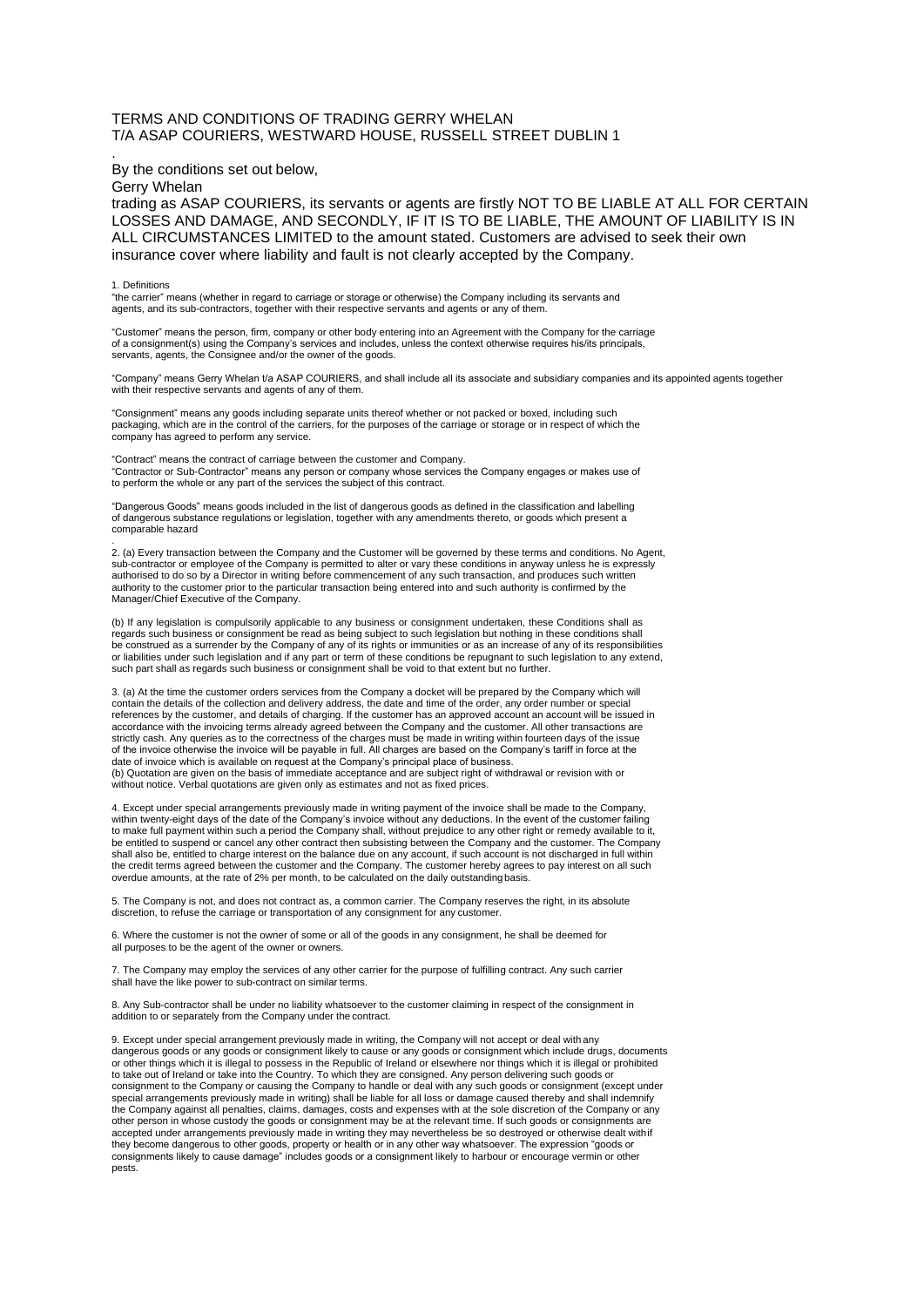TERMS AND CONDITIONS OF TRADING GERRY WHELAN
T/A ASAP COURIERS, WESTWARD HOUSE, RUSSELL STREET DUBLIN 1

.

By the conditions set out below,

Gerry Whelan

trading as ASAP COURIERS, its servants or agents are firstly NOT TO BE LIABLE AT ALL FOR CERTAIN LOSSES AND DAMAGE, AND SECONDLY, IF IT IS TO BE LIABLE, THE AMOUNT OF LIABILITY IS IN ALL CIRCUMSTANCES LIMITED to the amount stated. Customers are advised to seek their own insurance cover where liability and fault is not clearly accepted by the Company.

1. Definitions

"the carrier" means (whether in regard to carriage or storage or otherwise) the Company including its servants and agents, and its sub-contractors, together with their respective servants and agents or any of them.

"Customer" means the person, firm, company or other body entering into an Agreement with the Company for the carriage of a consignment(s) using the Company's services and includes, unless the context otherwise requires his/its principals, servants, agents, the Consignee and/or the owner of the goods.

"Company" means Gerry Whelan t/a ASAP COURIERS, and shall include all its associate and subsidiary companies and its appointed agents together with their respective servants and agents of any of them.

"Consignment" means any goods including separate units thereof whether or not packed or boxed, including such packaging, which are in the control of the carriers, for the purposes of the carriage or storage or in respect of which the company has agreed to perform any service.

"Contract" means the contract of carriage between the customer and Company.
"Contractor or Sub-Contractor" means any person or company whose services the Company engages or makes use of to perform the whole or any part of the services the subject of this contract.

"Dangerous Goods" means goods included in the list of dangerous goods as defined in the classification and labelling of dangerous substance regulations or legislation, together with any amendments thereto, or goods which present a comparable hazard

.

2. (a) Every transaction between the Company and the Customer will be governed by these terms and conditions. No Agent, sub-contractor or employee of the Company is permitted to alter or vary these conditions in anyway unless he is expressly authorised to do so by a Director in writing before commencement of any such transaction, and produces such written authority to the customer prior to the particular transaction being entered into and such authority is confirmed by the Manager/Chief Executive of the Company.

(b) If any legislation is compulsorily applicable to any business or consignment undertaken, these Conditions shall as regards such business or consignment be read as being subject to such legislation but nothing in these conditions shall be construed as a surrender by the Company of any of its rights or immunities or as an increase of any of its responsibilities or liabilities under such legislation and if any part or term of these conditions be repugnant to such legislation to any extend, such part shall as regards such business or consignment shall be void to that extent but no further.

3. (a) At the time the customer orders services from the Company a docket will be prepared by the Company which will contain the details of the collection and delivery address, the date and time of the order, any order number or special references by the customer, and details of charging. If the customer has an approved account an account will be issued in accordance with the invoicing terms already agreed between the Company and the customer. All other transactions are strictly cash. Any queries as to the correctness of the charges must be made in writing within fourteen days of the issue of the invoice otherwise the invoice will be payable in full. All charges are based on the Company's tariff in force at the date of invoice which is available on request at the Company's principal place of business.
(b) Quotation are given on the basis of immediate acceptance and are subject right of withdrawal or revision with or without notice. Verbal quotations are given only as estimates and not as fixed prices.

4. Except under special arrangements previously made in writing payment of the invoice shall be made to the Company, within twenty-eight days of the date of the Company's invoice without any deductions. In the event of the customer failing to make full payment within such a period the Company shall, without prejudice to any other right or remedy available to it, be entitled to suspend or cancel any other contract then subsisting between the Company and the customer. The Company shall also be, entitled to charge interest on the balance due on any account, if such account is not discharged in full within the credit terms agreed between the customer and the Company. The customer hereby agrees to pay interest on all such overdue amounts, at the rate of 2% per month, to be calculated on the daily outstanding basis.

5. The Company is not, and does not contract as, a common carrier. The Company reserves the right, in its absolute discretion, to refuse the carriage or transportation of any consignment for any customer.

6. Where the customer is not the owner of some or all of the goods in any consignment, he shall be deemed for all purposes to be the agent of the owner or owners.

7. The Company may employ the services of any other carrier for the purpose of fulfilling contract. Any such carrier shall have the like power to sub-contract on similar terms.

8. Any Sub-contractor shall be under no liability whatsoever to the customer claiming in respect of the consignment in addition to or separately from the Company under the contract.

9. Except under special arrangement previously made in writing, the Company will not accept or deal with any dangerous goods or any goods or consignment likely to cause or any goods or consignment which include drugs, documents or other things which it is illegal to possess in the Republic of Ireland or elsewhere nor things which it is illegal or prohibited to take out of Ireland or take into the Country. To which they are consigned. Any person delivering such goods or consignment to the Company or causing the Company to handle or deal with any such goods or consignment (except under special arrangements previously made in writing) shall be liable for all loss or damage caused thereby and shall indemnify the Company against all penalties, claims, damages, costs and expenses with at the sole discretion of the Company or any other person in whose custody the goods or consignment may be at the relevant time. If such goods or consignments are accepted under arrangements previously made in writing they may nevertheless be so destroyed or otherwise dealt withif they become dangerous to other goods, property or health or in any other way whatsoever. The expression "goods or consignments likely to cause damage" includes goods or a consignment likely to harbour or encourage vermin or other pests.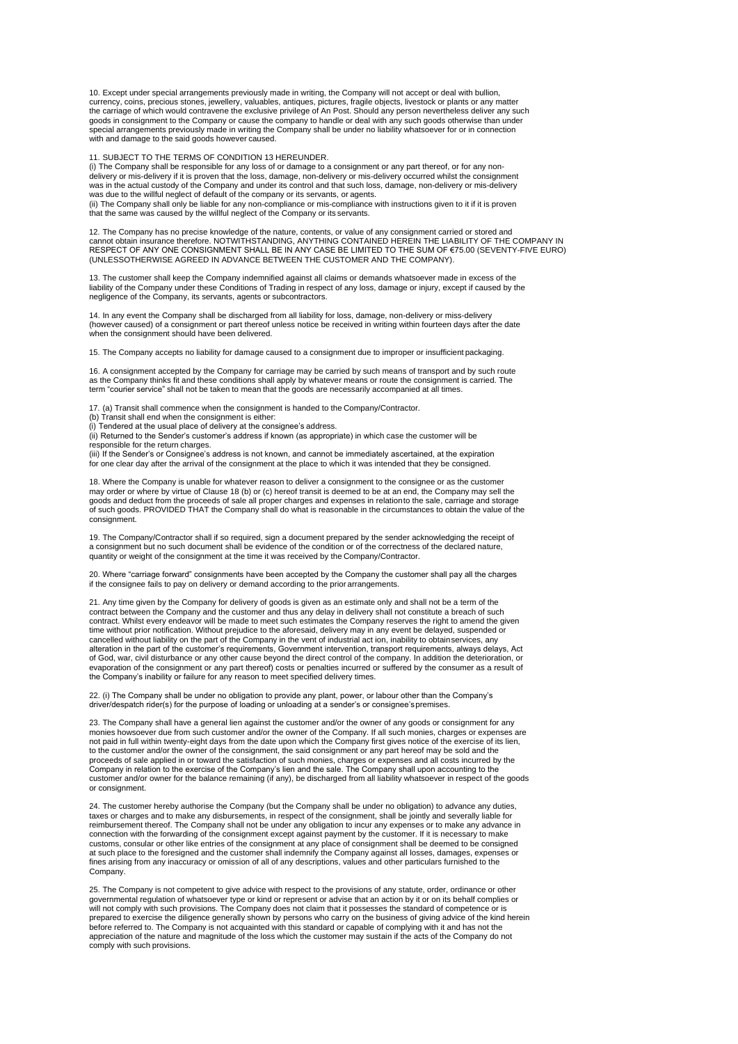10. Except under special arrangements previously made in writing, the Company will not accept or deal with bullion, currency, coins, precious stones, jewellery, valuables, antiques, pictures, fragile objects, livestock or plants or any matter the carriage of which would contravene the exclusive privilege of An Post. Should any person nevertheless deliver any such goods in consignment to the Company or cause the company to handle or deal with any such goods otherwise than under special arrangements previously made in writing the Company shall be under no liability whatsoever for or in connection with and damage to the said goods however caused.

11. SUBJECT TO THE TERMS OF CONDITION 13 HEREUNDER.
(i) The Company shall be responsible for any loss of or damage to a consignment or any part thereof, or for any non-delivery or mis-delivery if it is proven that the loss, damage, non-delivery or mis-delivery occurred whilst the consignment was in the actual custody of the Company and under its control and that such loss, damage, non-delivery or mis-delivery was due to the willful neglect of default of the company or its servants, or agents.
(ii) The Company shall only be liable for any non-compliance or mis-compliance with instructions given to it if it is proven that the same was caused by the willful neglect of the Company or its servants.

12. The Company has no precise knowledge of the nature, contents, or value of any consignment carried or stored and cannot obtain insurance therefore. NOTWITHSTANDING, ANYTHING CONTAINED HEREIN THE LIABILITY OF THE COMPANY IN RESPECT OF ANY ONE CONSIGNMENT SHALL BE IN ANY CASE BE LIMITED TO THE SUM OF €75.00 (SEVENTY-FIVE EURO) (UNLESSOTHERWISE AGREED IN ADVANCE BETWEEN THE CUSTOMER AND THE COMPANY).

13. The customer shall keep the Company indemnified against all claims or demands whatsoever made in excess of the liability of the Company under these Conditions of Trading in respect of any loss, damage or injury, except if caused by the negligence of the Company, its servants, agents or subcontractors.

14. In any event the Company shall be discharged from all liability for loss, damage, non-delivery or miss-delivery (however caused) of a consignment or part thereof unless notice be received in writing within fourteen days after the date when the consignment should have been delivered.

15. The Company accepts no liability for damage caused to a consignment due to improper or insufficient packaging.

16. A consignment accepted by the Company for carriage may be carried by such means of transport and by such route as the Company thinks fit and these conditions shall apply by whatever means or route the consignment is carried. The term "courier service" shall not be taken to mean that the goods are necessarily accompanied at all times.

17. (a) Transit shall commence when the consignment is handed to the Company/Contractor.
(b) Transit shall end when the consignment is either:
(i) Tendered at the usual place of delivery at the consignee's address.
(ii) Returned to the Sender's customer's address if known (as appropriate) in which case the customer will be responsible for the return charges.
(iii) If the Sender's or Consignee's address is not known, and cannot be immediately ascertained, at the expiration for one clear day after the arrival of the consignment at the place to which it was intended that they be consigned.

18. Where the Company is unable for whatever reason to deliver a consignment to the consignee or as the customer may order or where by virtue of Clause 18 (b) or (c) hereof transit is deemed to be at an end, the Company may sell the goods and deduct from the proceeds of sale all proper charges and expenses in relationto the sale, carriage and storage of such goods. PROVIDED THAT the Company shall do what is reasonable in the circumstances to obtain the value of the consignment.

19. The Company/Contractor shall if so required, sign a document prepared by the sender acknowledging the receipt of a consignment but no such document shall be evidence of the condition or of the correctness of the declared nature, quantity or weight of the consignment at the time it was received by the Company/Contractor.

20. Where "carriage forward" consignments have been accepted by the Company the customer shall pay all the charges if the consignee fails to pay on delivery or demand according to the prior arrangements.

21. Any time given by the Company for delivery of goods is given as an estimate only and shall not be a term of the contract between the Company and the customer and thus any delay in delivery shall not constitute a breach of such contract. Whilst every endeavor will be made to meet such estimates the Company reserves the right to amend the given time without prior notification. Without prejudice to the aforesaid, delivery may in any event be delayed, suspended or cancelled without liability on the part of the Company in the vent of industrial act ion, inability to obtainservices, any alteration in the part of the customer's requirements, Government intervention, transport requirements, always delays, Act of God, war, civil disturbance or any other cause beyond the direct control of the company. In addition the deterioration, or evaporation of the consignment or any part thereof) costs or penalties incurred or suffered by the consumer as a result of the Company's inability or failure for any reason to meet specified delivery times.

22. (i) The Company shall be under no obligation to provide any plant, power, or labour other than the Company's driver/despatch rider(s) for the purpose of loading or unloading at a sender's or consignee'spremises.

23. The Company shall have a general lien against the customer and/or the owner of any goods or consignment for any monies howsoever due from such customer and/or the owner of the Company. If all such monies, charges or expenses are not paid in full within twenty-eight days from the date upon which the Company first gives notice of the exercise of its lien, to the customer and/or the owner of the consignment, the said consignment or any part hereof may be sold and the proceeds of sale applied in or toward the satisfaction of such monies, charges or expenses and all costs incurred by the Company in relation to the exercise of the Company's lien and the sale. The Company shall upon accounting to the customer and/or owner for the balance remaining (if any), be discharged from all liability whatsoever in respect of the goods or consignment.

24. The customer hereby authorise the Company (but the Company shall be under no obligation) to advance any duties, taxes or charges and to make any disbursements, in respect of the consignment, shall be jointly and severally liable for reimbursement thereof. The Company shall not be under any obligation to incur any expenses or to make any advance in connection with the forwarding of the consignment except against payment by the customer. If it is necessary to make customs, consular or other like entries of the consignment at any place of consignment shall be deemed to be consigned at such place to the foresigned and the customer shall indemnify the Company against all losses, damages, expenses or fines arising from any inaccuracy or omission of all of any descriptions, values and other particulars furnished to the Company.

25. The Company is not competent to give advice with respect to the provisions of any statute, order, ordinance or other governmental regulation of whatsoever type or kind or represent or advise that an action by it or on its behalf complies or will not comply with such provisions. The Company does not claim that it possesses the standard of competence or is prepared to exercise the diligence generally shown by persons who carry on the business of giving advice of the kind herein before referred to. The Company is not acquainted with this standard or capable of complying with it and has not the appreciation of the nature and magnitude of the loss which the customer may sustain if the acts of the Company do not comply with such provisions.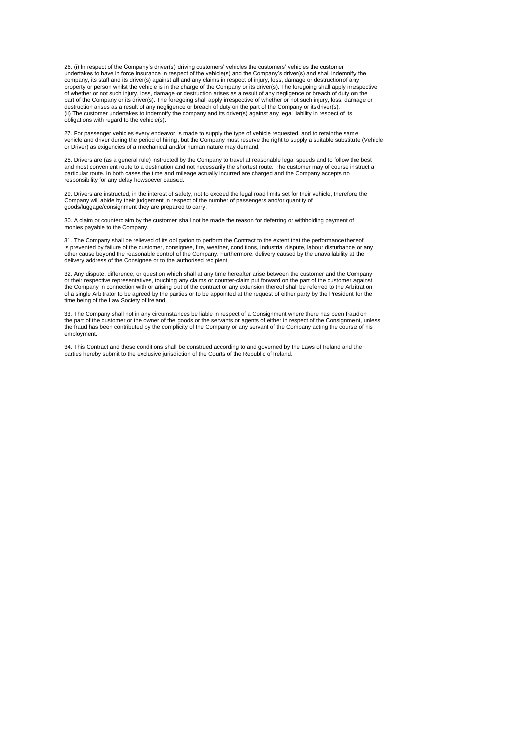26. (i) In respect of the Company's driver(s) driving customers' vehicles the customers' vehicles the customer undertakes to have in force insurance in respect of the vehicle(s) and the Company's driver(s) and shall indemnify the company, its staff and its driver(s) against all and any claims in respect of injury, loss, damage or destruction of any property or person whilst the vehicle is in the charge of the Company or its driver(s). The foregoing shall apply irrespective of whether or not such injury, loss, damage or destruction arises as a result of any negligence or breach of duty on the part of the Company or its driver(s). The foregoing shall apply irrespective of whether or not such injury, loss, damage or destruction arises as a result of any negligence or breach of duty on the part of the Company or its driver(s).
(ii) The customer undertakes to indemnify the company and its driver(s) against any legal liability in respect of its obligations with regard to the vehicle(s).

27. For passenger vehicles every endeavor is made to supply the type of vehicle requested, and to retain the same vehicle and driver during the period of hiring, but the Company must reserve the right to supply a suitable substitute (Vehicle or Driver) as exigencies of a mechanical and/or human nature may demand.

28. Drivers are (as a general rule) instructed by the Company to travel at reasonable legal speeds and to follow the best and most convenient route to a destination and not necessarily the shortest route. The customer may of course instruct a particular route. In both cases the time and mileage actually incurred are charged and the Company accepts no responsibility for any delay howsoever caused.

29. Drivers are instructed, in the interest of safety, not to exceed the legal road limits set for their vehicle, therefore the Company will abide by their judgement in respect of the number of passengers and/or quantity of goods/luggage/consignment they are prepared to carry.

30. A claim or counterclaim by the customer shall not be made the reason for deferring or withholding payment of monies payable to the Company.

31. The Company shall be relieved of its obligation to perform the Contract to the extent that the performance thereof is prevented by failure of the customer, consignee, fire, weather, conditions, Industrial dispute, labour disturbance or any other cause beyond the reasonable control of the Company. Furthermore, delivery caused by the unavailability at the delivery address of the Consignee or to the authorised recipient.

32. Any dispute, difference, or question which shall at any time hereafter arise between the customer and the Company or their respective representatives, touching any claims or counter-claim put forward on the part of the customer against the Company in connection with or arising out of the contract or any extension thereof shall be referred to the Arbitration of a single Arbitrator to be agreed by the parties or to be appointed at the request of either party by the President for the time being of the Law Society of Ireland.

33. The Company shall not in any circumstances be liable in respect of a Consignment where there has been fraud on the part of the customer or the owner of the goods or the servants or agents of either in respect of the Consignment, unless the fraud has been contributed by the complicity of the Company or any servant of the Company acting the course of his employment.

34. This Contract and these conditions shall be construed according to and governed by the Laws of Ireland and the parties hereby submit to the exclusive jurisdiction of the Courts of the Republic of Ireland.